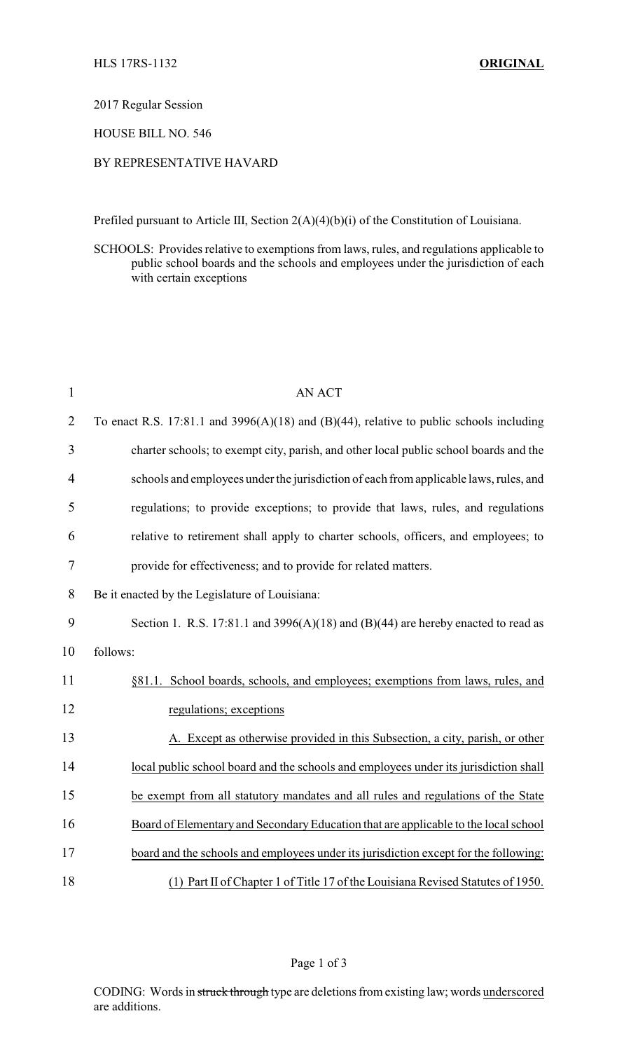HLS 17RS-1132 **ORIGINAL**

2017 Regular Session

HOUSE BILL NO. 546

BY REPRESENTATIVE HAVARD

Prefiled pursuant to Article III, Section 2(A)(4)(b)(i) of the Constitution of Louisiana.

SCHOOLS: Provides relative to exemptions from laws, rules, and regulations applicable to public school boards and the schools and employees under the jurisdiction of each with certain exceptions

AN ACT

To enact R.S. 17:81.1 and 3996(A)(18) and (B)(44), relative to public schools including charter schools; to exempt city, parish, and other local public school boards and the schools and employees under the jurisdiction of each from applicable laws, rules, and regulations; to provide exceptions; to provide that laws, rules, and regulations relative to retirement shall apply to charter schools, officers, and employees; to provide for effectiveness; and to provide for related matters.

Be it enacted by the Legislature of Louisiana:

Section 1. R.S. 17:81.1 and 3996(A)(18) and (B)(44) are hereby enacted to read as follows:

<u>§81.1. School boards, schools, and employees; exemptions from laws, rules, and regulations; exceptions</u>

<u>A. Except as otherwise provided in this Subsection, a city, parish, or other local public school board and the schools and employees under its jurisdiction shall be exempt from all statutory mandates and all rules and regulations of the State Board of Elementary and Secondary Education that are applicable to the local school board and the schools and employees under its jurisdiction except for the following:</u>

<u>(1) Part II of Chapter 1 of Title 17 of the Louisiana Revised Statutes of 1950.</u>

CODING: Words in ~~struck through~~ type are deletions from existing law; words <u>underscored</u> are additions.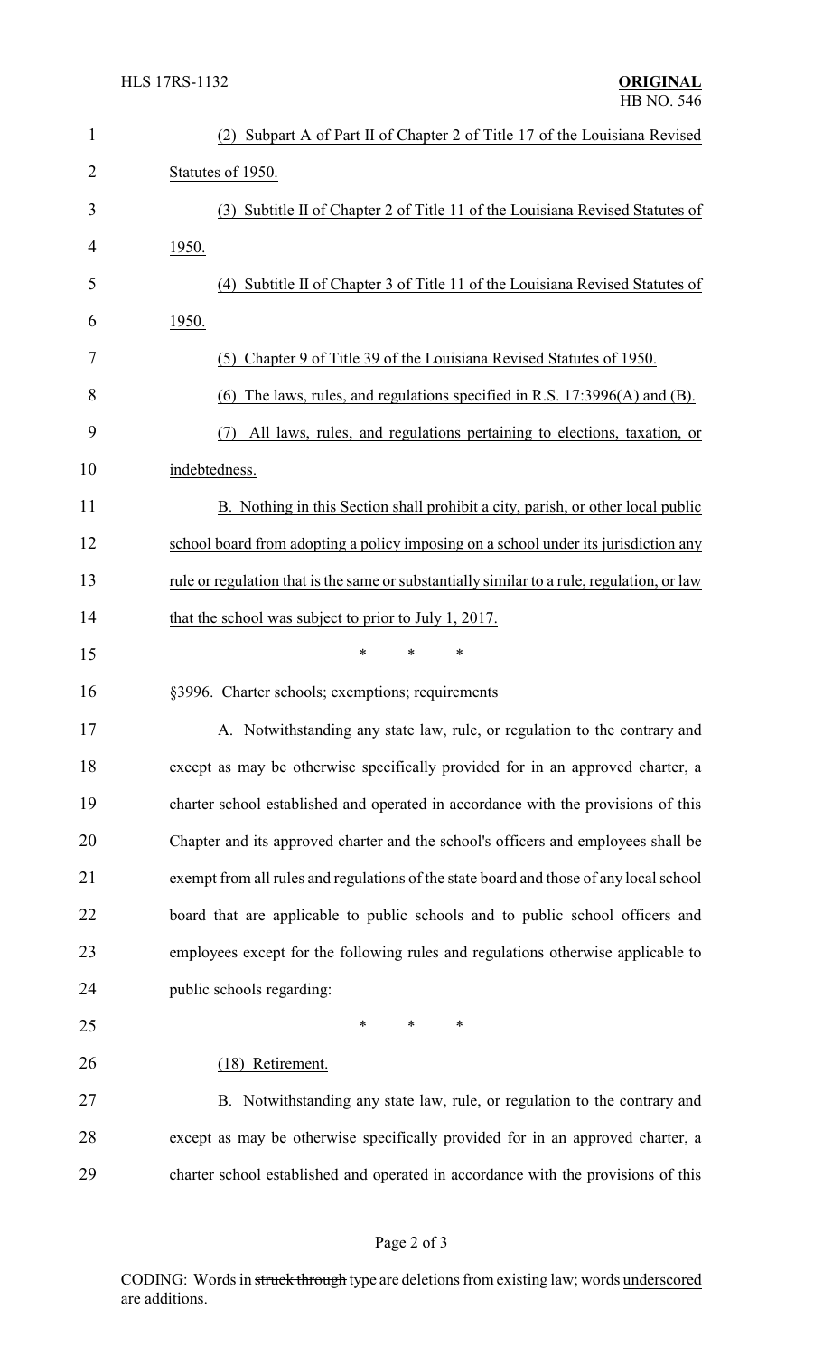(2) Subpart A of Part II of Chapter 2 of Title 17 of the Louisiana Revised Statutes of 1950.

(3) Subtitle II of Chapter 2 of Title 11 of the Louisiana Revised Statutes of 1950.

(4) Subtitle II of Chapter 3 of Title 11 of the Louisiana Revised Statutes of 1950.

(5) Chapter 9 of Title 39 of the Louisiana Revised Statutes of 1950.

(6) The laws, rules, and regulations specified in R.S. 17:3996(A) and (B).

(7) All laws, rules, and regulations pertaining to elections, taxation, or indebtedness.

B. Nothing in this Section shall prohibit a city, parish, or other local public school board from adopting a policy imposing on a school under its jurisdiction any rule or regulation that is the same or substantially similar to a rule, regulation, or law that the school was subject to prior to July 1, 2017.

\* \* \*

§3996. Charter schools; exemptions; requirements

A. Notwithstanding any state law, rule, or regulation to the contrary and except as may be otherwise specifically provided for in an approved charter, a charter school established and operated in accordance with the provisions of this Chapter and its approved charter and the school's officers and employees shall be exempt from all rules and regulations of the state board and those of any local school board that are applicable to public schools and to public school officers and employees except for the following rules and regulations otherwise applicable to public schools regarding:

\* \* \*

(18) Retirement.

B. Notwithstanding any state law, rule, or regulation to the contrary and except as may be otherwise specifically provided for in an approved charter, a charter school established and operated in accordance with the provisions of this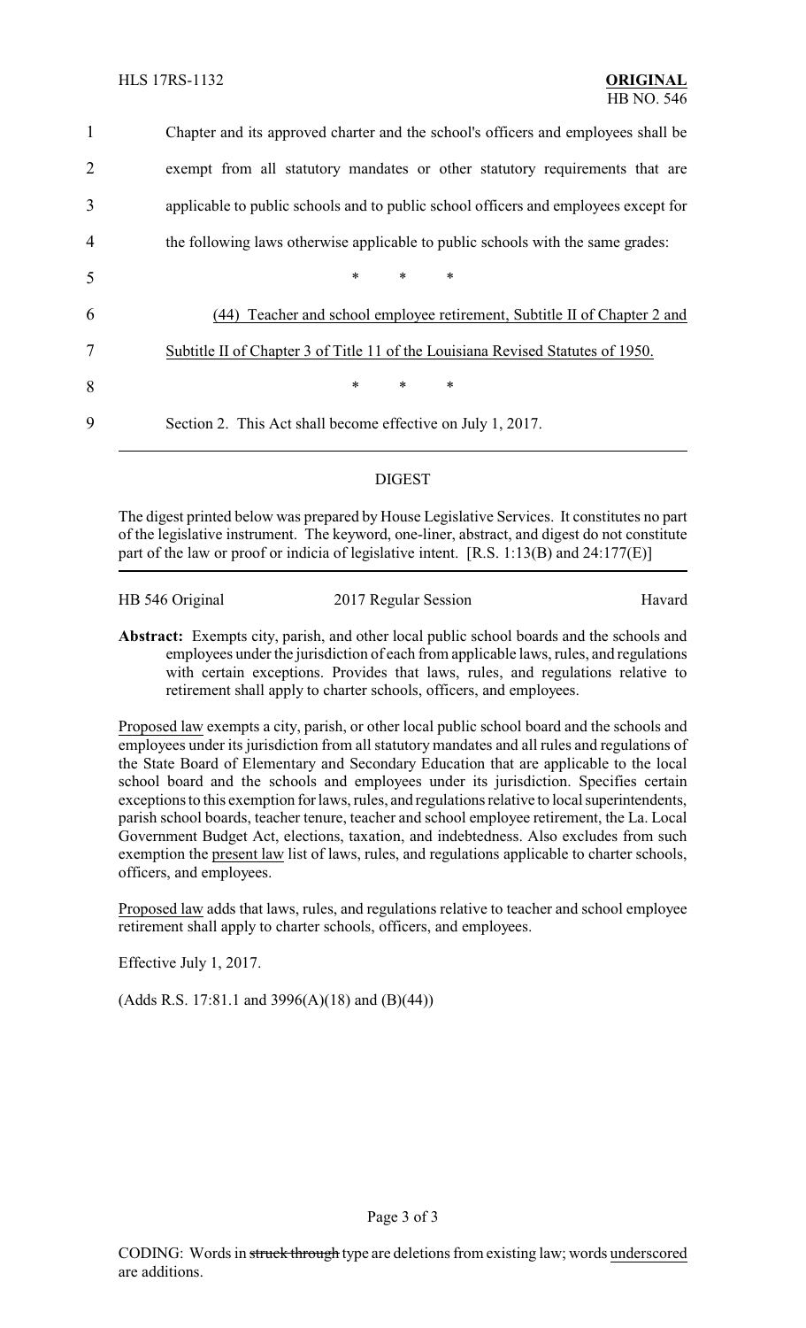1 Chapter and its approved charter and the school's officers and employees shall be
2 exempt from all statutory mandates or other statutory requirements that are
3 applicable to public schools and to public school officers and employees except for
4 the following laws otherwise applicable to public schools with the same grades:

5 * * *

6 (44) Teacher and school employee retirement, Subtitle II of Chapter 2 and
7 Subtitle II of Chapter 3 of Title 11 of the Louisiana Revised Statutes of 1950.

8 * * *

9 Section 2. This Act shall become effective on July 1, 2017.

---

## DIGEST

The digest printed below was prepared by House Legislative Services. It constitutes no part of the legislative instrument. The keyword, one-liner, abstract, and digest do not constitute part of the law or proof or indicia of legislative intent. [R.S. 1:13(B) and 24:177(E)]

---

HB 546 Original 2017 Regular Session Havard

**Abstract:** Exempts city, parish, and other local public school boards and the schools and employees under the jurisdiction of each from applicable laws, rules, and regulations with certain exceptions. Provides that laws, rules, and regulations relative to retirement shall apply to charter schools, officers, and employees.

Proposed law exempts a city, parish, or other local public school board and the schools and employees under its jurisdiction from all statutory mandates and all rules and regulations of the State Board of Elementary and Secondary Education that are applicable to the local school board and the schools and employees under its jurisdiction. Specifies certain exceptions to this exemption for laws, rules, and regulations relative to local superintendents, parish school boards, teacher tenure, teacher and school employee retirement, the La. Local Government Budget Act, elections, taxation, and indebtedness. Also excludes from such exemption the present law list of laws, rules, and regulations applicable to charter schools, officers, and employees.

Proposed law adds that laws, rules, and regulations relative to teacher and school employee retirement shall apply to charter schools, officers, and employees.

Effective July 1, 2017.

(Adds R.S. 17:81.1 and 3996(A)(18) and (B)(44))

CODING: Words in ~~struck through~~ type are deletions from existing law; words underscored are additions.